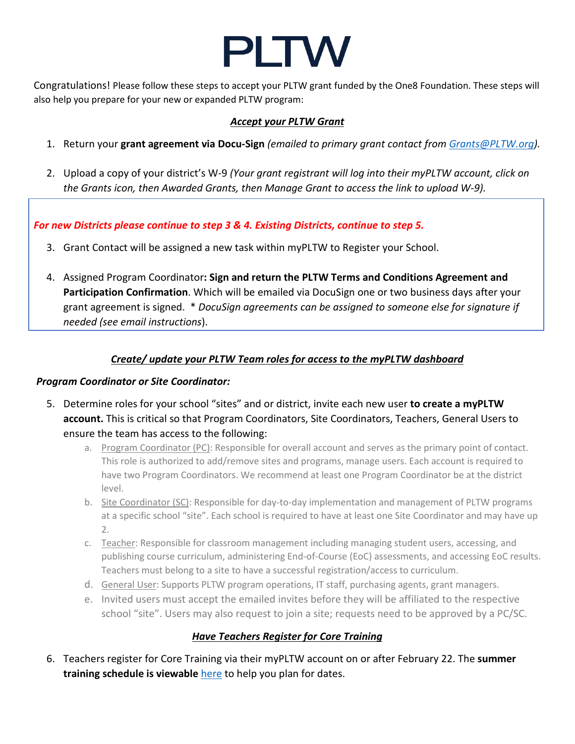# PLTW

Congratulations! Please follow these steps to accept your PLTW grant funded by the One8 Foundation. These steps will also help you prepare for your new or expanded PLTW program:

***Accept your PLTW Grant***

1. Return your **grant agreement via Docu-Sign** *(emailed to primary grant contact from Grants@PLTW.org).*
2. Upload a copy of your district's W-9 *(Your grant registrant will log into their myPLTW account, click on the Grants icon, then Awarded Grants, then Manage Grant to access the link to upload W-9).*

***For new Districts please continue to step 3 & 4. Existing Districts, continue to step 5.***

3. Grant Contact will be assigned a new task within myPLTW to Register your School.
4. Assigned Program Coordinator**: Sign and return the PLTW Terms and Conditions Agreement and Participation Confirmation**. Which will be emailed via DocuSign one or two business days after your grant agreement is signed. * *DocuSign agreements can be assigned to someone else for signature if needed (see email instructions*).

***Create/ update your PLTW Team roles for access to the myPLTW dashboard***

***Program Coordinator or Site Coordinator:***

5. Determine roles for your school "sites" and or district, invite each new user **to create a myPLTW account.** This is critical so that Program Coordinators, Site Coordinators, Teachers, General Users to ensure the team has access to the following:
   a. Program Coordinator (PC): Responsible for overall account and serves as the primary point of contact. This role is authorized to add/remove sites and programs, manage users. Each account is required to have two Program Coordinators. We recommend at least one Program Coordinator be at the district level.
   b. Site Coordinator (SC): Responsible for day-to-day implementation and management of PLTW programs at a specific school "site". Each school is required to have at least one Site Coordinator and may have up 2.
   c. Teacher: Responsible for classroom management including managing student users, accessing, and publishing course curriculum, administering End-of-Course (EoC) assessments, and accessing EoC results. Teachers must belong to a site to have a successful registration/access to curriculum.
   d. General User: Supports PLTW program operations, IT staff, purchasing agents, grant managers.
   e. Invited users must accept the emailed invites before they will be affiliated to the respective school "site". Users may also request to join a site; requests need to be approved by a PC/SC.

***Have Teachers Register for Core Training***

6. Teachers register for Core Training via their myPLTW account on or after February 22. The **summer training schedule is viewable** here to help you plan for dates.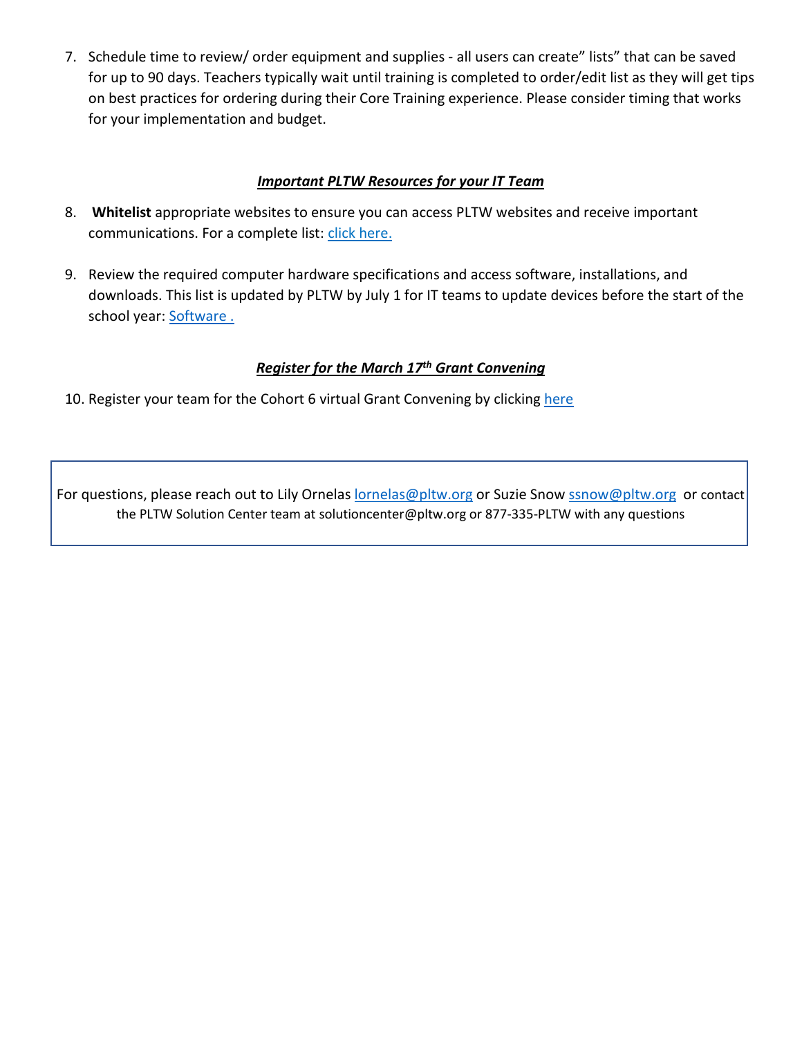7. Schedule time to review/ order equipment and supplies - all users can create” lists” that can be saved for up to 90 days. Teachers typically wait until training is completed to order/edit list as they will get tips on best practices for ordering during their Core Training experience. Please consider timing that works for your implementation and budget.

***Important PLTW Resources for your IT Team***

8. **Whitelist** appropriate websites to ensure you can access PLTW websites and receive important communications. For a complete list: click here.

9. Review the required computer hardware specifications and access software, installations, and downloads. This list is updated by PLTW by July 1 for IT teams to update devices before the start of the school year: Software .

***Register for the March 17th Grant Convening***

10. Register your team for the Cohort 6 virtual Grant Convening by clicking here

For questions, please reach out to Lily Ornelas lornelas@pltw.org or Suzie Snow ssnow@pltw.org or contact the PLTW Solution Center team at solutioncenter@pltw.org or 877-335-PLTW with any questions